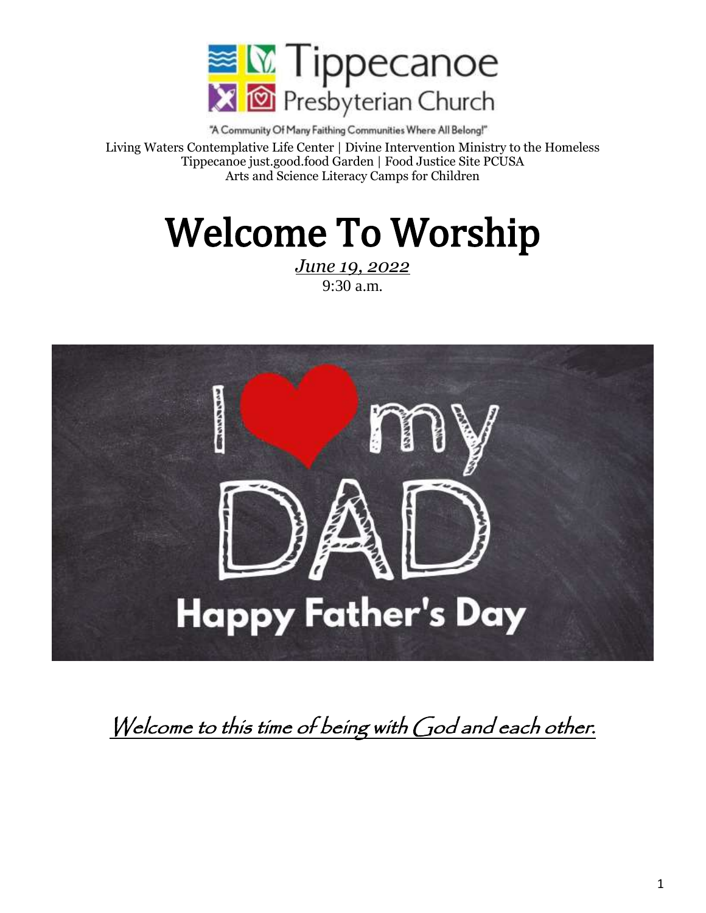Tippecanoe Presbyterian Church

"A Community Of Many Faithing Communities Where All Belong!"

Living Waters Contemplative Life Center | Divine Intervention Ministry to the Homeless
Tippecanoe just.good.food Garden | Food Justice Site PCUSA
Arts and Science Literacy Camps for Children

# Welcome To Worship

*June 19, 2022*
9:30 a.m.

I ❤ my DAD

Happy Father's Day

*Welcome to this time of being with God and each other.*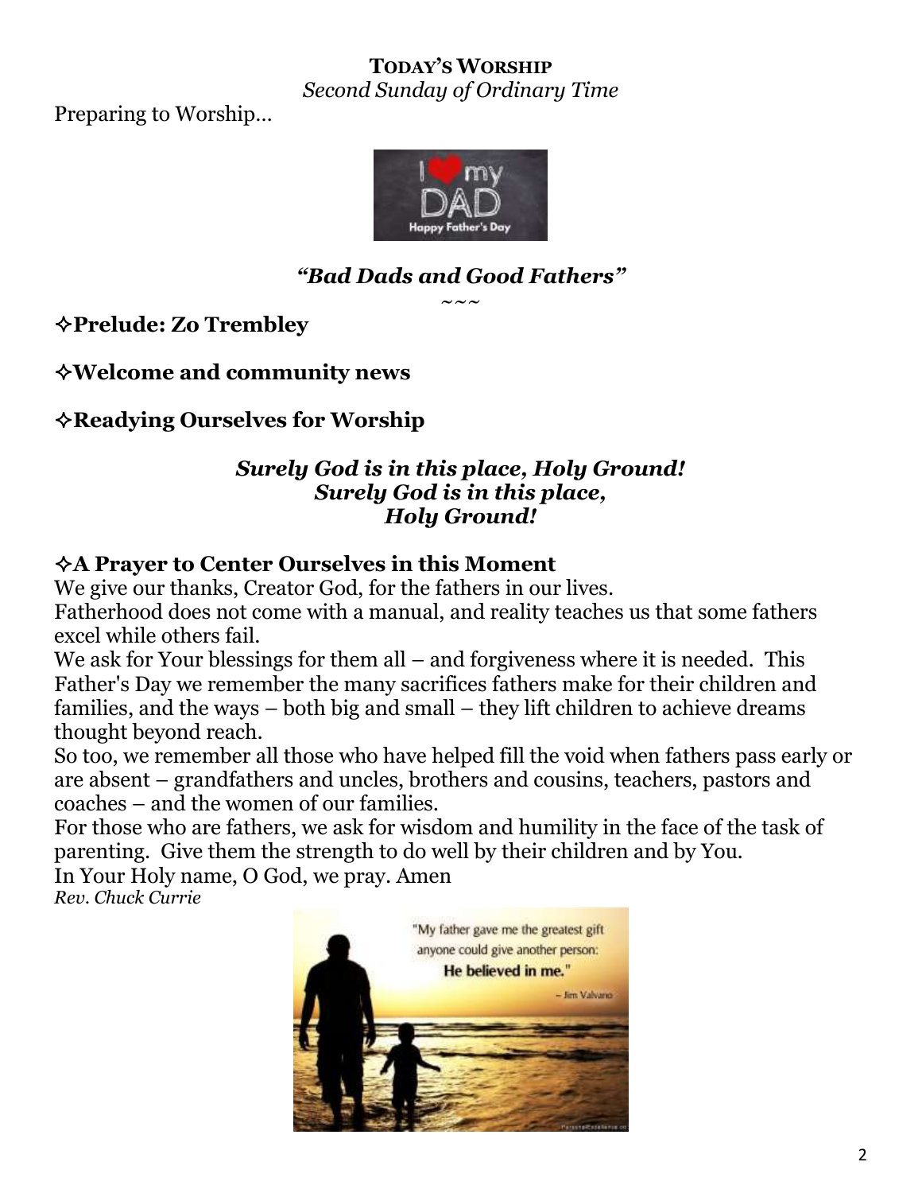**TODAY'S WORSHIP**

*Second Sunday of Ordinary Time*

Preparing to Worship…

***"Bad Dads and Good Fathers"***

~~~

### ✧Prelude: Zo Trembley

### ✧Welcome and community news

### ✧Readying Ourselves for Worship

***Surely God is in this place, Holy Ground!***
***Surely God is in this place,***
***Holy Ground!***

### ✧A Prayer to Center Ourselves in this Moment

We give our thanks, Creator God, for the fathers in our lives.
Fatherhood does not come with a manual, and reality teaches us that some fathers excel while others fail.
We ask for Your blessings for them all – and forgiveness where it is needed. This Father's Day we remember the many sacrifices fathers make for their children and families, and the ways – both big and small – they lift children to achieve dreams thought beyond reach.
So too, we remember all those who have helped fill the void when fathers pass early or are absent – grandfathers and uncles, brothers and cousins, teachers, pastors and coaches – and the women of our families.
For those who are fathers, we ask for wisdom and humility in the face of the task of parenting. Give them the strength to do well by their children and by You.
In Your Holy name, O God, we pray. Amen
*Rev. Chuck Currie*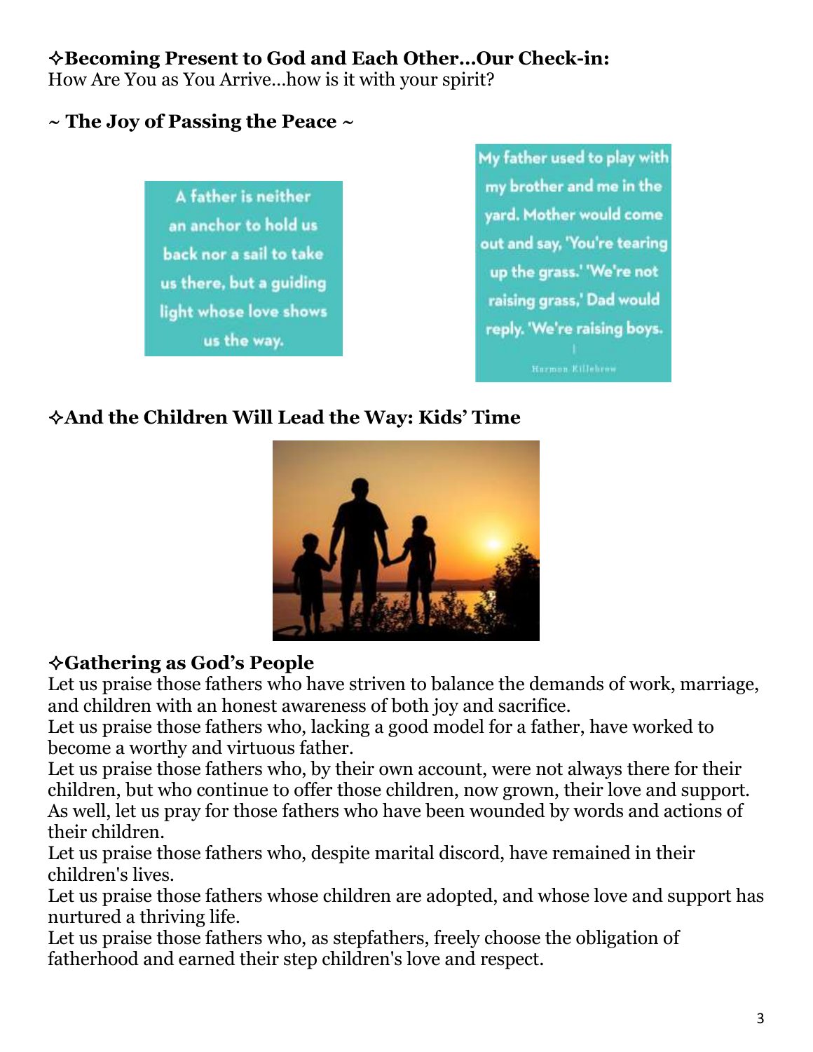**✧Becoming Present to God and Each Other…Our Check-in:**
How Are You as You Arrive…how is it with your spirit?

**~ The Joy of Passing the Peace ~**

A father is neither an anchor to hold us back nor a sail to take us there, but a guiding light whose love shows us the way.

My father used to play with my brother and me in the yard. Mother would come out and say, 'You're tearing up the grass.' 'We're not raising grass,' Dad would reply. 'We're raising boys.

Harmon Killebrew

**✧And the Children Will Lead the Way: Kids' Time**

**✧Gathering as God's People**

Let us praise those fathers who have striven to balance the demands of work, marriage, and children with an honest awareness of both joy and sacrifice.
Let us praise those fathers who, lacking a good model for a father, have worked to become a worthy and virtuous father.
Let us praise those fathers who, by their own account, were not always there for their children, but who continue to offer those children, now grown, their love and support.
As well, let us pray for those fathers who have been wounded by words and actions of their children.
Let us praise those fathers who, despite marital discord, have remained in their children's lives.
Let us praise those fathers whose children are adopted, and whose love and support has nurtured a thriving life.
Let us praise those fathers who, as stepfathers, freely choose the obligation of fatherhood and earned their step children's love and respect.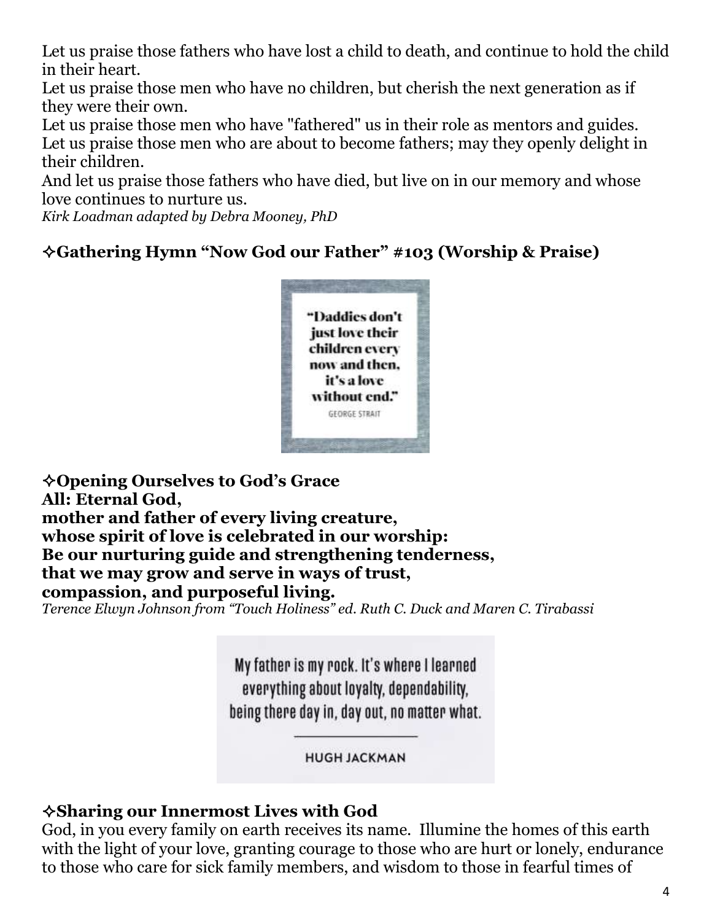Let us praise those fathers who have lost a child to death, and continue to hold the child in their heart.
Let us praise those men who have no children, but cherish the next generation as if they were their own.
Let us praise those men who have "fathered" us in their role as mentors and guides.
Let us praise those men who are about to become fathers; may they openly delight in their children.
And let us praise those fathers who have died, but live on in our memory and whose love continues to nurture us.
*Kirk Loadman adapted by Debra Mooney, PhD*

## ✧Gathering Hymn "Now God our Father" #103 (Worship & Praise)

> "Daddies don't just love their children every now and then, it's a love without end."
> GEORGE STRAIT

## ✧Opening Ourselves to God's Grace

**All: Eternal God,**
**mother and father of every living creature,**
**whose spirit of love is celebrated in our worship:**
**Be our nurturing guide and strengthening tenderness,**
**that we may grow and serve in ways of trust,**
**compassion, and purposeful living.**
*Terence Elwyn Johnson from "Touch Holiness" ed. Ruth C. Duck and Maren C. Tirabassi*

> My father is my rock. It's where I learned everything about loyalty, dependability, being there day in, day out, no matter what.
> HUGH JACKMAN

## ✧Sharing our Innermost Lives with God

God, in you every family on earth receives its name. Illumine the homes of this earth with the light of your love, granting courage to those who are hurt or lonely, endurance to those who care for sick family members, and wisdom to those in fearful times of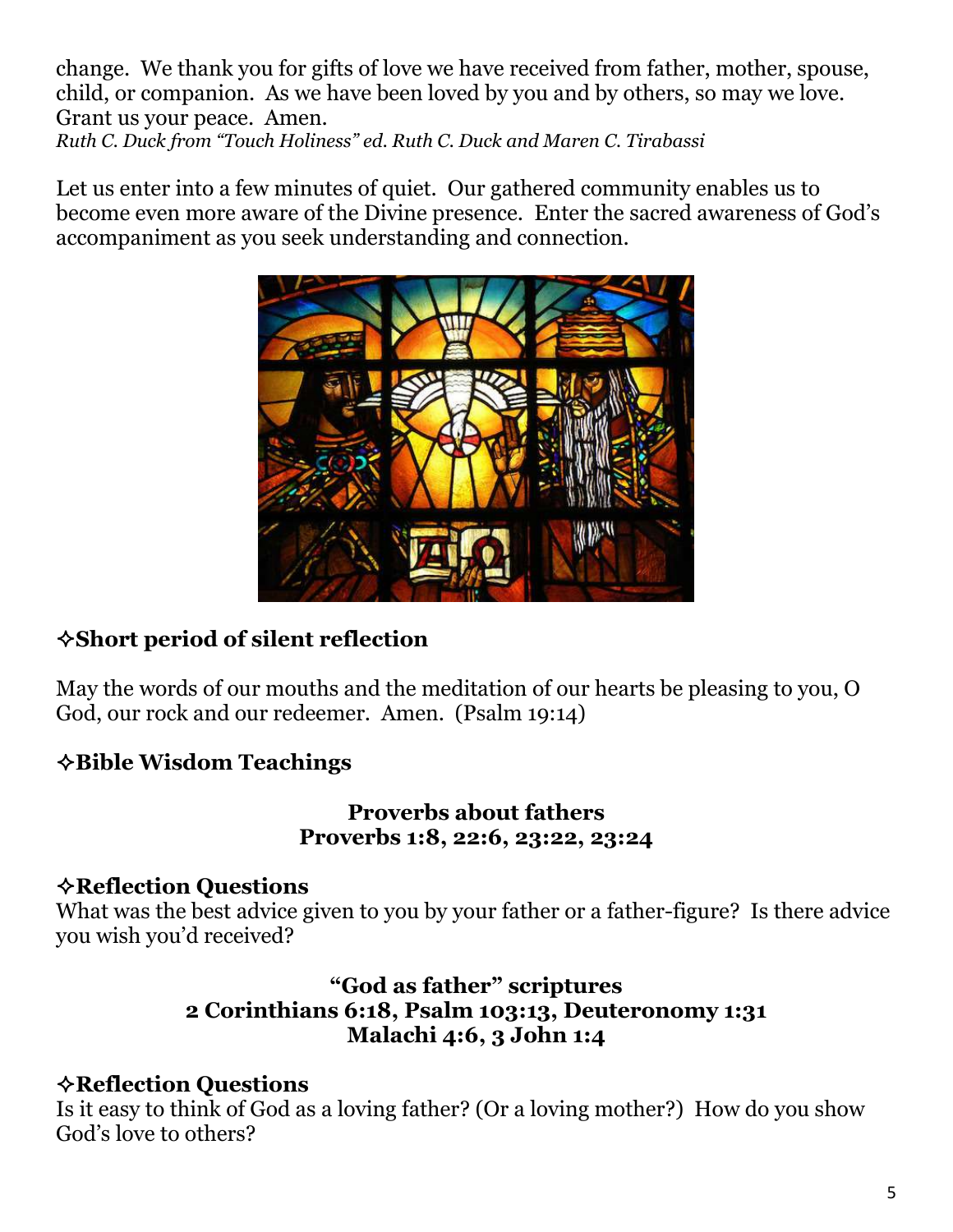change. We thank you for gifts of love we have received from father, mother, spouse, child, or companion. As we have been loved by you and by others, so may we love. Grant us your peace. Amen.
*Ruth C. Duck from "Touch Holiness" ed. Ruth C. Duck and Maren C. Tirabassi*

Let us enter into a few minutes of quiet. Our gathered community enables us to become even more aware of the Divine presence. Enter the sacred awareness of God's accompaniment as you seek understanding and connection.

### ✧Short period of silent reflection

May the words of our mouths and the meditation of our hearts be pleasing to you, O God, our rock and our redeemer. Amen. (Psalm 19:14)

### ✧Bible Wisdom Teachings

**Proverbs about fathers**
**Proverbs 1:8, 22:6, 23:22, 23:24**

### ✧Reflection Questions

What was the best advice given to you by your father or a father-figure? Is there advice you wish you'd received?

**"God as father" scriptures**
**2 Corinthians 6:18, Psalm 103:13, Deuteronomy 1:31**
**Malachi 4:6, 3 John 1:4**

### ✧Reflection Questions

Is it easy to think of God as a loving father? (Or a loving mother?) How do you show God's love to others?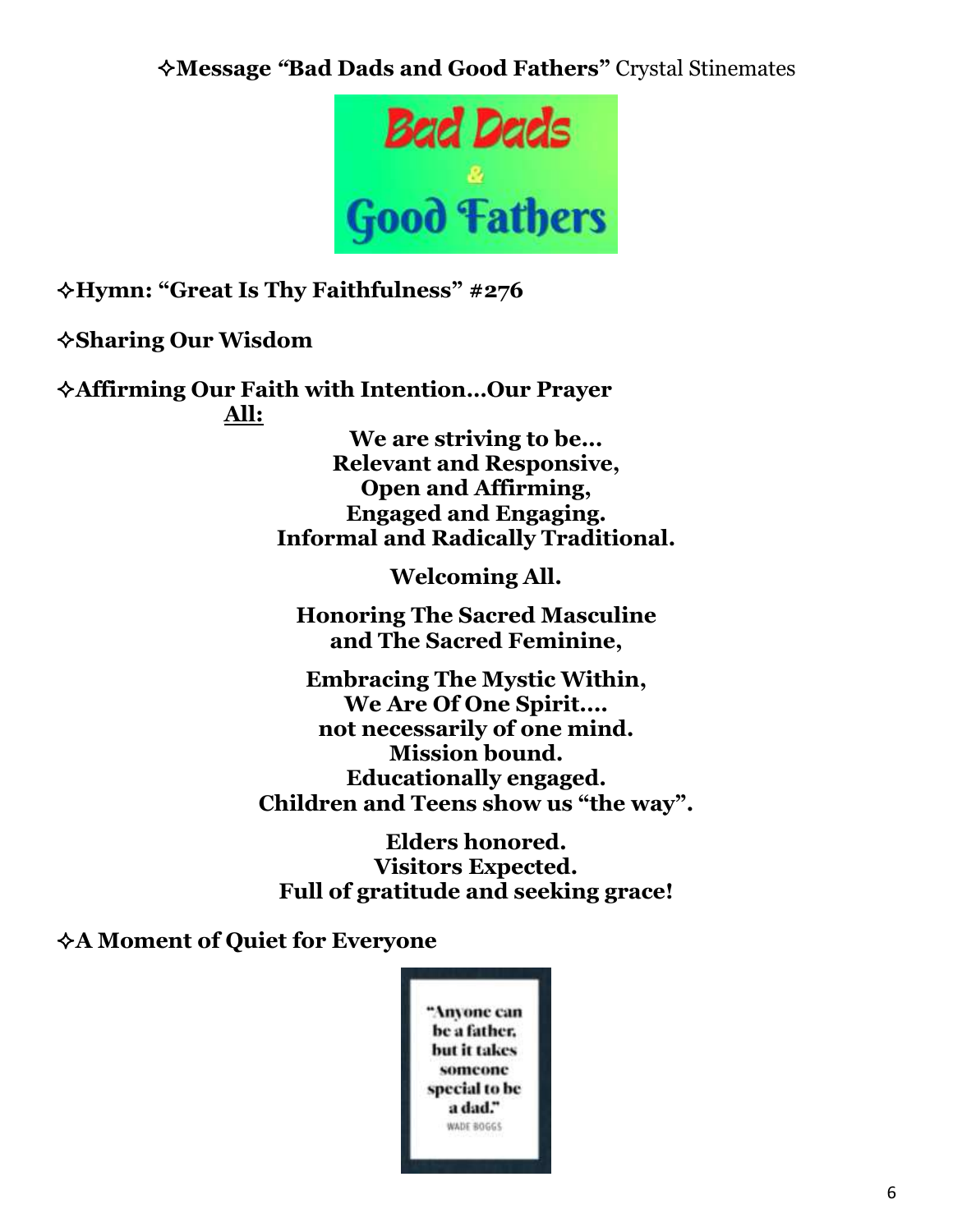✧**Message "Bad Dads and Good Fathers"** Crystal Stinemates

Bad Dads & Good Fathers

✧**Hymn: "Great Is Thy Faithfulness" #276**

✧**Sharing Our Wisdom**

✧**Affirming Our Faith with Intention…Our Prayer**

**All:**

**We are striving to be…**
**Relevant and Responsive,**
**Open and Affirming,**
**Engaged and Engaging.**
**Informal and Radically Traditional.**

**Welcoming All.**

**Honoring The Sacred Masculine**
**and The Sacred Feminine,**

**Embracing The Mystic Within,**
**We Are Of One Spirit….**
**not necessarily of one mind.**
**Mission bound.**
**Educationally engaged.**
**Children and Teens show us "the way".**

**Elders honored.**
**Visitors Expected.**
**Full of gratitude and seeking grace!**

✧**A Moment of Quiet for Everyone**

"Anyone can be a father, but it takes someone special to be a dad."
WADE BOGGS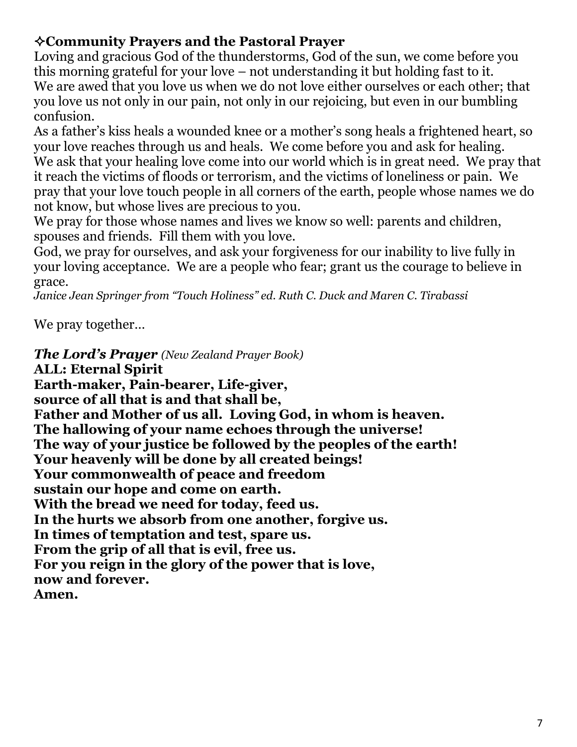### ✧**Community Prayers and the Pastoral Prayer**

Loving and gracious God of the thunderstorms, God of the sun, we come before you this morning grateful for your love – not understanding it but holding fast to it.
We are awed that you love us when we do not love either ourselves or each other; that you love us not only in our pain, not only in our rejoicing, but even in our bumbling confusion.
As a father's kiss heals a wounded knee or a mother's song heals a frightened heart, so your love reaches through us and heals. We come before you and ask for healing.
We ask that your healing love come into our world which is in great need. We pray that it reach the victims of floods or terrorism, and the victims of loneliness or pain. We pray that your love touch people in all corners of the earth, people whose names we do not know, but whose lives are precious to you.
We pray for those whose names and lives we know so well: parents and children, spouses and friends. Fill them with you love.
God, we pray for ourselves, and ask your forgiveness for our inability to live fully in your loving acceptance. We are a people who fear; grant us the courage to believe in grace.
*Janice Jean Springer from "Touch Holiness" ed. Ruth C. Duck and Maren C. Tirabassi*

We pray together…

***The Lord's Prayer*** *(New Zealand Prayer Book)*
**ALL: Eternal Spirit**
**Earth-maker, Pain-bearer, Life-giver,**
**source of all that is and that shall be,**
**Father and Mother of us all. Loving God, in whom is heaven.**
**The hallowing of your name echoes through the universe!**
**The way of your justice be followed by the peoples of the earth!**
**Your heavenly will be done by all created beings!**
**Your commonwealth of peace and freedom**
**sustain our hope and come on earth.**
**With the bread we need for today, feed us.**
**In the hurts we absorb from one another, forgive us.**
**In times of temptation and test, spare us.**
**From the grip of all that is evil, free us.**
**For you reign in the glory of the power that is love,**
**now and forever.**
**Amen.**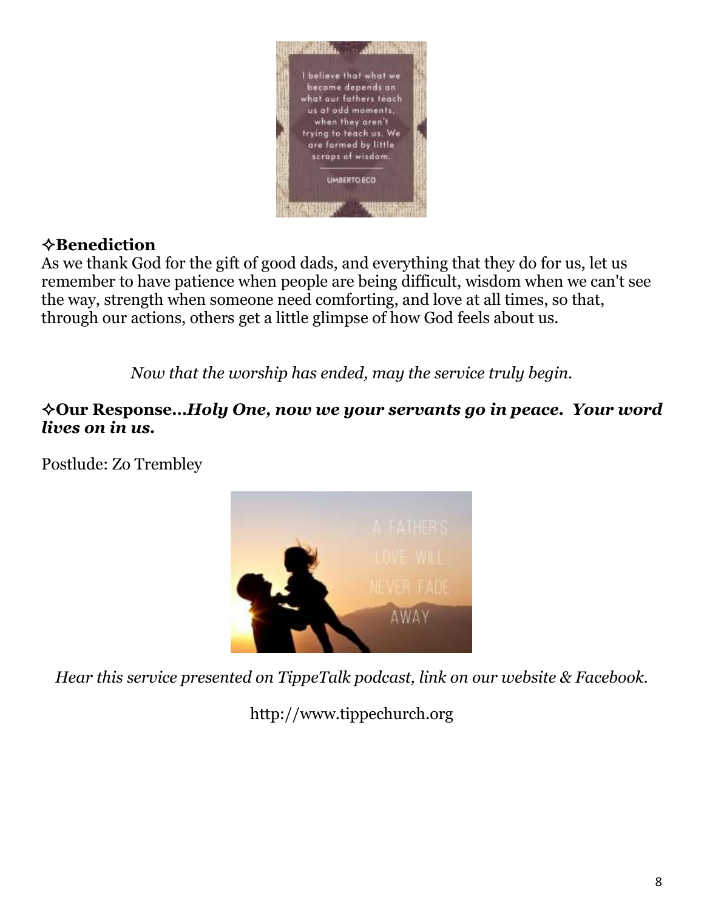✧**Benediction**

As we thank God for the gift of good dads, and everything that they do for us, let us remember to have patience when people are being difficult, wisdom when we can't see the way, strength when someone need comforting, and love at all times, so that, through our actions, others get a little glimpse of how God feels about us.

*Now that the worship has ended, may the service truly begin.*

✧**Our Response…*Holy One, now we your servants go in peace. Your word lives on in us.***

Postlude: Zo Trembley

*Hear this service presented on TippeTalk podcast, link on our website & Facebook.*

http://www.tippechurch.org